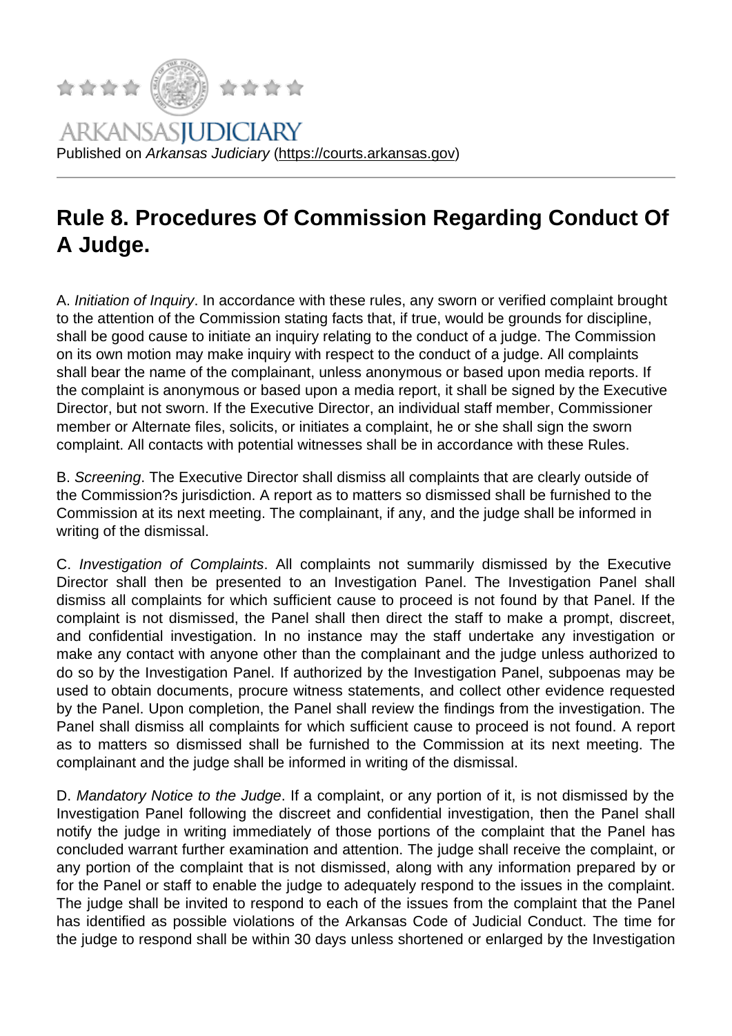ARKANSAS JUDICIARY

Published on *Arkansas Judiciary* (https://courts.arkansas.gov)

# Rule 8. Procedures Of Commission Regarding Conduct Of A Judge.

A. *Initiation of Inquiry*. In accordance with these rules, any sworn or verified complaint brought to the attention of the Commission stating facts that, if true, would be grounds for discipline, shall be good cause to initiate an inquiry relating to the conduct of a judge. The Commission on its own motion may make inquiry with respect to the conduct of a judge. All complaints shall bear the name of the complainant, unless anonymous or based upon media reports. If the complaint is anonymous or based upon a media report, it shall be signed by the Executive Director, but not sworn. If the Executive Director, an individual staff member, Commissioner member or Alternate files, solicits, or initiates a complaint, he or she shall sign the sworn complaint. All contacts with potential witnesses shall be in accordance with these Rules.

B. *Screening*. The Executive Director shall dismiss all complaints that are clearly outside of the Commission?s jurisdiction. A report as to matters so dismissed shall be furnished to the Commission at its next meeting. The complainant, if any, and the judge shall be informed in writing of the dismissal.

C. *Investigation of Complaints*. All complaints not summarily dismissed by the Executive Director shall then be presented to an Investigation Panel. The Investigation Panel shall dismiss all complaints for which sufficient cause to proceed is not found by that Panel. If the complaint is not dismissed, the Panel shall then direct the staff to make a prompt, discreet, and confidential investigation. In no instance may the staff undertake any investigation or make any contact with anyone other than the complainant and the judge unless authorized to do so by the Investigation Panel. If authorized by the Investigation Panel, subpoenas may be used to obtain documents, procure witness statements, and collect other evidence requested by the Panel. Upon completion, the Panel shall review the findings from the investigation. The Panel shall dismiss all complaints for which sufficient cause to proceed is not found. A report as to matters so dismissed shall be furnished to the Commission at its next meeting. The complainant and the judge shall be informed in writing of the dismissal.

D. *Mandatory Notice to the Judge*. If a complaint, or any portion of it, is not dismissed by the Investigation Panel following the discreet and confidential investigation, then the Panel shall notify the judge in writing immediately of those portions of the complaint that the Panel has concluded warrant further examination and attention. The judge shall receive the complaint, or any portion of the complaint that is not dismissed, along with any information prepared by or for the Panel or staff to enable the judge to adequately respond to the issues in the complaint. The judge shall be invited to respond to each of the issues from the complaint that the Panel has identified as possible violations of the Arkansas Code of Judicial Conduct. The time for the judge to respond shall be within 30 days unless shortened or enlarged by the Investigation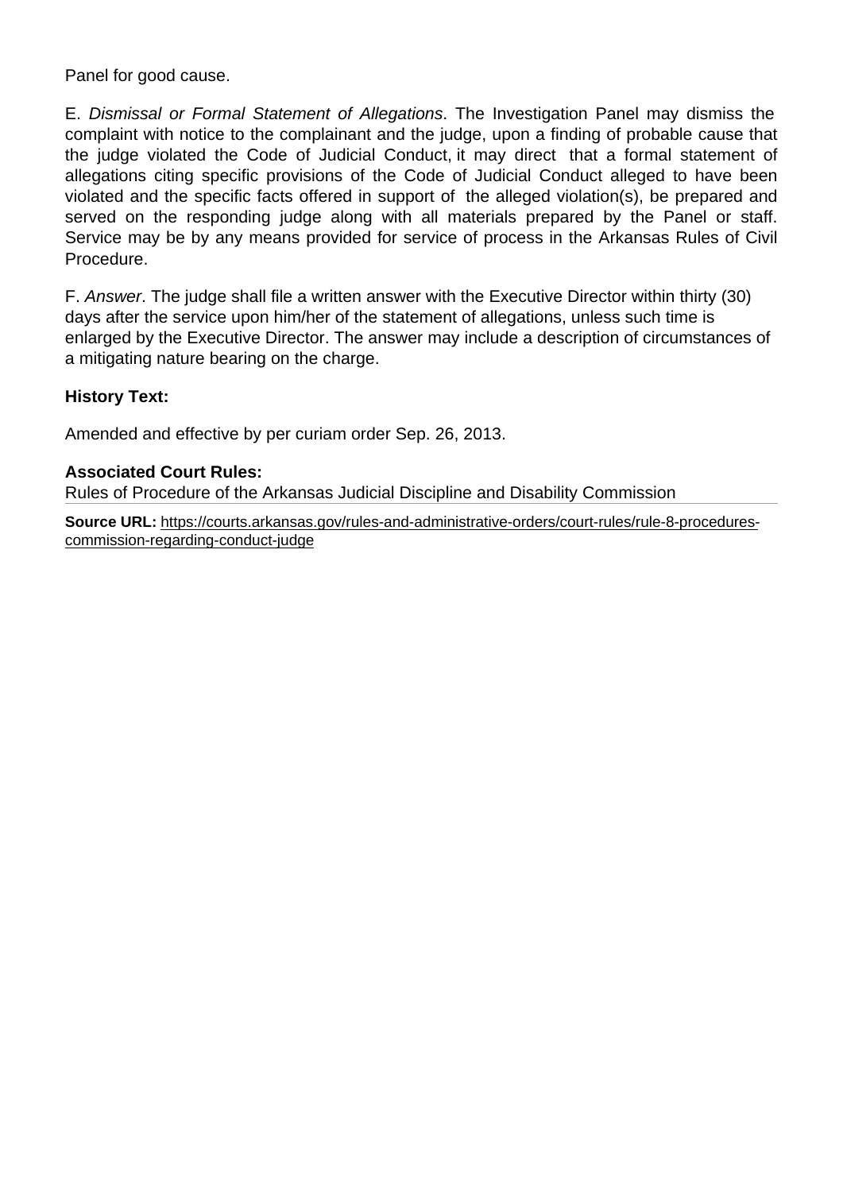Panel for good cause.

E. *Dismissal or Formal Statement of Allegations*. The Investigation Panel may dismiss the complaint with notice to the complainant and the judge, upon a finding of probable cause that the judge violated the Code of Judicial Conduct, it may direct that a formal statement of allegations citing specific provisions of the Code of Judicial Conduct alleged to have been violated and the specific facts offered in support of the alleged violation(s), be prepared and served on the responding judge along with all materials prepared by the Panel or staff. Service may be by any means provided for service of process in the Arkansas Rules of Civil Procedure.

F. *Answer*. The judge shall file a written answer with the Executive Director within thirty (30) days after the service upon him/her of the statement of allegations, unless such time is enlarged by the Executive Director. The answer may include a description of circumstances of a mitigating nature bearing on the charge.

**History Text:**

Amended and effective by per curiam order Sep. 26, 2013.

**Associated Court Rules:**
Rules of Procedure of the Arkansas Judicial Discipline and Disability Commission

**Source URL:** https://courts.arkansas.gov/rules-and-administrative-orders/court-rules/rule-8-procedures-commission-regarding-conduct-judge